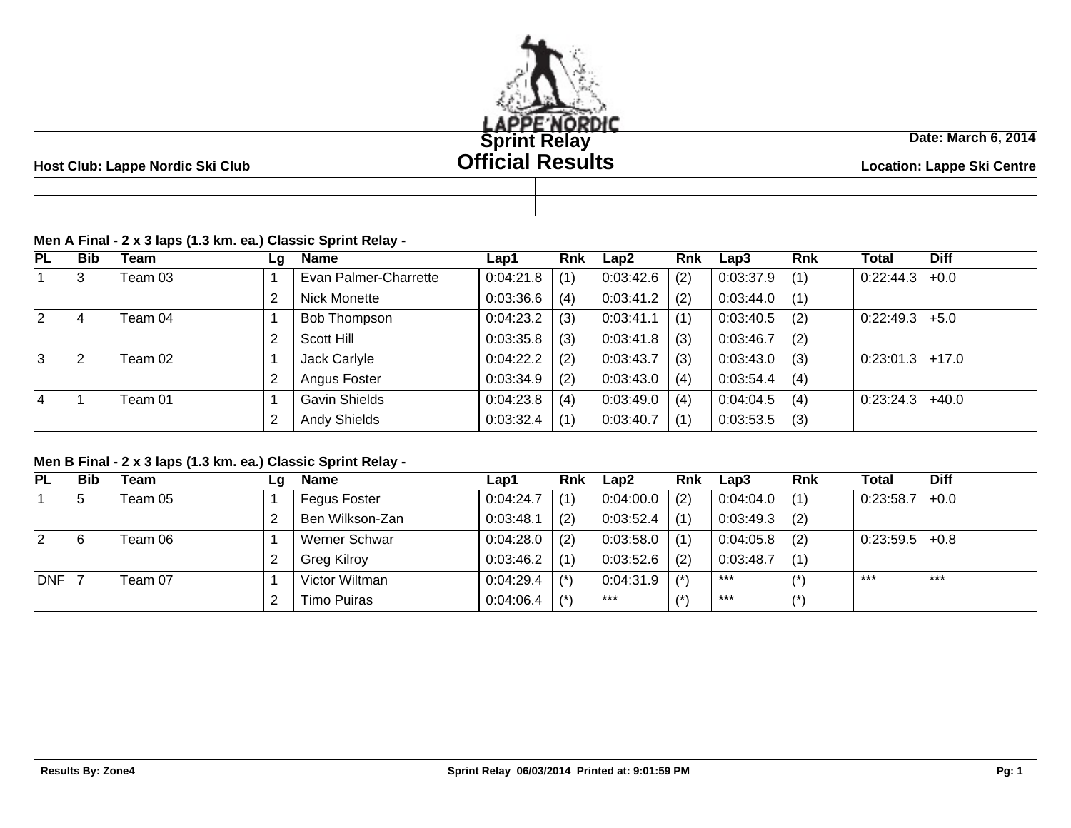LAPPE'NORDIC

# Sprint Relay
# Official Results

**Date: March 6, 2014**

**Host Club: Lappe Nordic Ski Club**

**Location: Lappe Ski Centre**

### Men A Final - 2 x 3 laps (1.3 km. ea.) Classic Sprint Relay -

| PL | Bib | Team | Lg | Name | Lap1 | Rnk | Lap2 | Rnk | Lap3 | Rnk | Total | Diff |
|---|---|---|---|---|---|---|---|---|---|---|---|---|
| 1 | 3 | Team 03 | 1 | Evan Palmer-Charrette | 0:04:21.8 | (1) | 0:03:42.6 | (2) | 0:03:37.9 | (1) | 0:22:44.3 | +0.0 |
| | | | 2 | Nick Monette | 0:03:36.6 | (4) | 0:03:41.2 | (2) | 0:03:44.0 | (1) | | |
| 2 | 4 | Team 04 | 1 | Bob Thompson | 0:04:23.2 | (3) | 0:03:41.1 | (1) | 0:03:40.5 | (2) | 0:22:49.3 | +5.0 |
| | | | 2 | Scott Hill | 0:03:35.8 | (3) | 0:03:41.8 | (3) | 0:03:46.7 | (2) | | |
| 3 | 2 | Team 02 | 1 | Jack Carlyle | 0:04:22.2 | (2) | 0:03:43.7 | (3) | 0:03:43.0 | (3) | 0:23:01.3 | +17.0 |
| | | | 2 | Angus Foster | 0:03:34.9 | (2) | 0:03:43.0 | (4) | 0:03:54.4 | (4) | | |
| 4 | 1 | Team 01 | 1 | Gavin Shields | 0:04:23.8 | (4) | 0:03:49.0 | (4) | 0:04:04.5 | (4) | 0:23:24.3 | +40.0 |
| | | | 2 | Andy Shields | 0:03:32.4 | (1) | 0:03:40.7 | (1) | 0:03:53.5 | (3) | | |

### Men B Final - 2 x 3 laps (1.3 km. ea.) Classic Sprint Relay -

| PL | Bib | Team | Lg | Name | Lap1 | Rnk | Lap2 | Rnk | Lap3 | Rnk | Total | Diff |
|---|---|---|---|---|---|---|---|---|---|---|---|---|
| 1 | 5 | Team 05 | 1 | Fegus Foster | 0:04:24.7 | (1) | 0:04:00.0 | (2) | 0:04:04.0 | (1) | 0:23:58.7 | +0.0 |
| | | | 2 | Ben Wilkson-Zan | 0:03:48.1 | (2) | 0:03:52.4 | (1) | 0:03:49.3 | (2) | | |
| 2 | 6 | Team 06 | 1 | Werner Schwar | 0:04:28.0 | (2) | 0:03:58.0 | (1) | 0:04:05.8 | (2) | 0:23:59.5 | +0.8 |
| | | | 2 | Greg Kilroy | 0:03:46.2 | (1) | 0:03:52.6 | (2) | 0:03:48.7 | (1) | | |
| DNF | 7 | Team 07 | 1 | Victor Wiltman | 0:04:29.4 | (*) | 0:04:31.9 | (*) | *** | (*) | *** | *** |
| | | | 2 | Timo Puiras | 0:04:06.4 | (*) | *** | (*) | *** | (*) | | |

Results By: Zone4 — Sprint Relay 06/03/2014 Printed at: 9:01:59 PM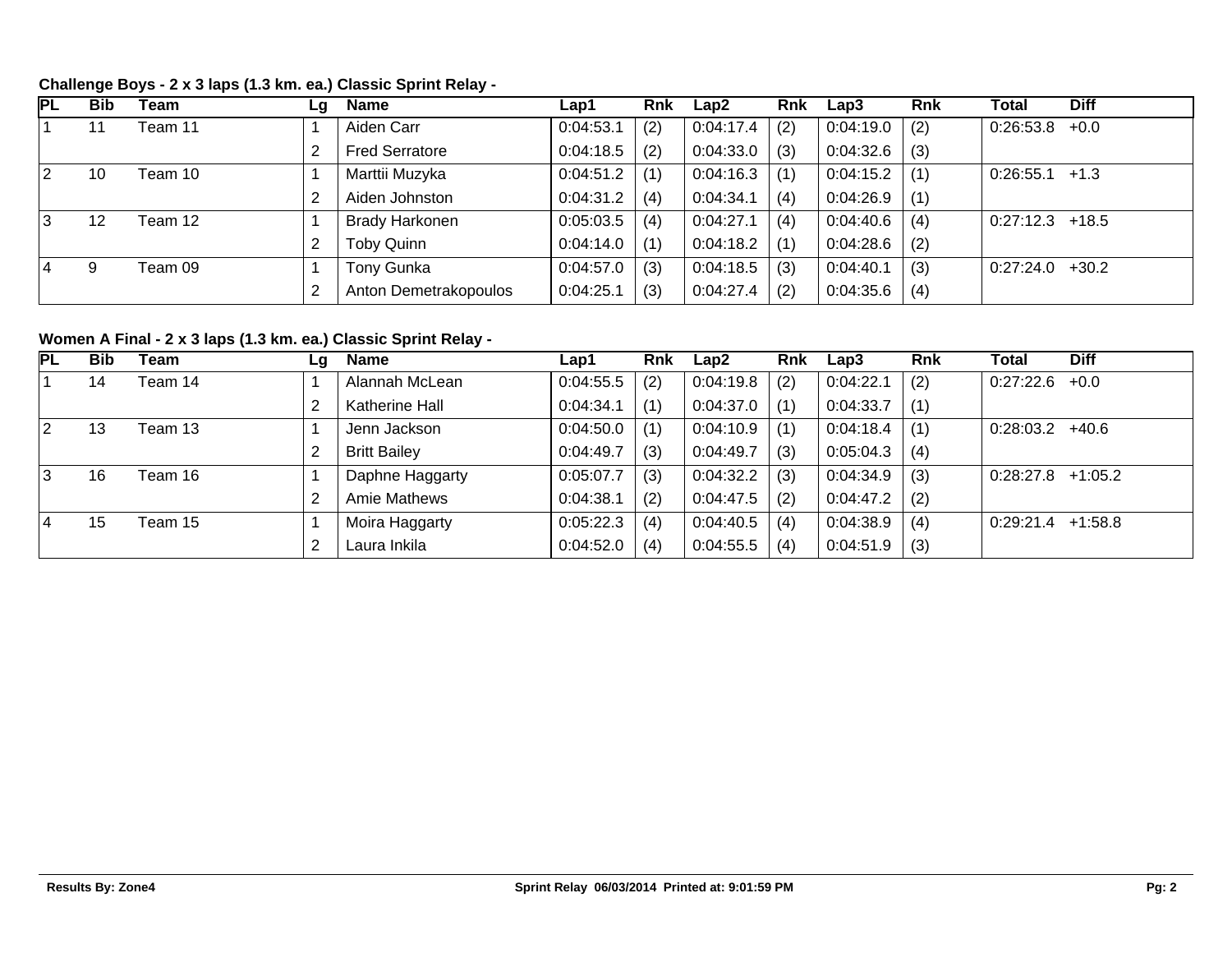### Challenge Boys - 2 x 3 laps (1.3 km. ea.) Classic Sprint Relay -

| PL | Bib | Team | Lg | Name | Lap1 | Rnk | Lap2 | Rnk | Lap3 | Rnk | Total | Diff |
|---|---|---|---|---|---|---|---|---|---|---|---|---|
| 1 | 11 | Team 11 | 1 | Aiden Carr | 0:04:53.1 | (2) | 0:04:17.4 | (2) | 0:04:19.0 | (2) | 0:26:53.8 | +0.0 |
| | | | 2 | Fred Serratore | 0:04:18.5 | (2) | 0:04:33.0 | (3) | 0:04:32.6 | (3) | | |
| 2 | 10 | Team 10 | 1 | Marttii Muzyka | 0:04:51.2 | (1) | 0:04:16.3 | (1) | 0:04:15.2 | (1) | 0:26:55.1 | +1.3 |
| | | | 2 | Aiden Johnston | 0:04:31.2 | (4) | 0:04:34.1 | (4) | 0:04:26.9 | (1) | | |
| 3 | 12 | Team 12 | 1 | Brady Harkonen | 0:05:03.5 | (4) | 0:04:27.1 | (4) | 0:04:40.6 | (4) | 0:27:12.3 | +18.5 |
| | | | 2 | Toby Quinn | 0:04:14.0 | (1) | 0:04:18.2 | (1) | 0:04:28.6 | (2) | | |
| 4 | 9 | Team 09 | 1 | Tony Gunka | 0:04:57.0 | (3) | 0:04:18.5 | (3) | 0:04:40.1 | (3) | 0:27:24.0 | +30.2 |
| | | | 2 | Anton Demetrakopoulos | 0:04:25.1 | (3) | 0:04:27.4 | (2) | 0:04:35.6 | (4) | | |

### Women A Final - 2 x 3 laps (1.3 km. ea.) Classic Sprint Relay -

| PL | Bib | Team | Lg | Name | Lap1 | Rnk | Lap2 | Rnk | Lap3 | Rnk | Total | Diff |
|---|---|---|---|---|---|---|---|---|---|---|---|---|
| 1 | 14 | Team 14 | 1 | Alannah McLean | 0:04:55.5 | (2) | 0:04:19.8 | (2) | 0:04:22.1 | (2) | 0:27:22.6 | +0.0 |
| | | | 2 | Katherine Hall | 0:04:34.1 | (1) | 0:04:37.0 | (1) | 0:04:33.7 | (1) | | |
| 2 | 13 | Team 13 | 1 | Jenn Jackson | 0:04:50.0 | (1) | 0:04:10.9 | (1) | 0:04:18.4 | (1) | 0:28:03.2 | +40.6 |
| | | | 2 | Britt Bailey | 0:04:49.7 | (3) | 0:04:49.7 | (3) | 0:05:04.3 | (4) | | |
| 3 | 16 | Team 16 | 1 | Daphne Haggarty | 0:05:07.7 | (3) | 0:04:32.2 | (3) | 0:04:34.9 | (3) | 0:28:27.8 | +1:05.2 |
| | | | 2 | Amie Mathews | 0:04:38.1 | (2) | 0:04:47.5 | (2) | 0:04:47.2 | (2) | | |
| 4 | 15 | Team 15 | 1 | Moira Haggarty | 0:05:22.3 | (4) | 0:04:40.5 | (4) | 0:04:38.9 | (4) | 0:29:21.4 | +1:58.8 |
| | | | 2 | Laura Inkila | 0:04:52.0 | (4) | 0:04:55.5 | (4) | 0:04:51.9 | (3) | | |

**Results By: Zone4** **Sprint Relay 06/03/2014 Printed at: 9:01:59 PM**